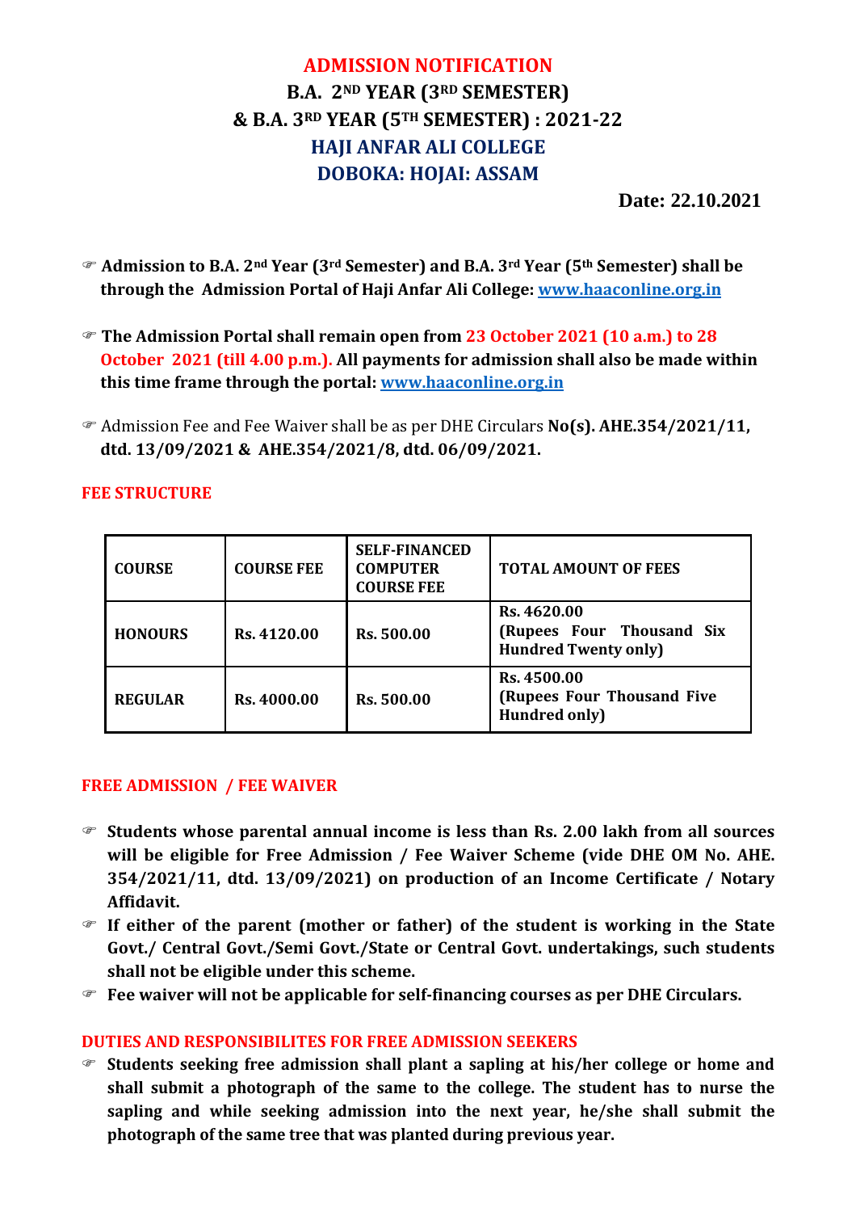# ADMISSION NOTIFICATION

## B.A. 2ND YEAR (3RD SEMESTER) & B.A. 3RD YEAR (5TH SEMESTER) : 2021-22

## HAJI ANFAR ALI COLLEGE

## DOBOKA: HOJAI: ASSAM

**Date: 22.10.2021**

- **Admission to B.A. 2nd Year (3rd Semester) and B.A. 3rd Year (5th Semester) shall be through the Admission Portal of Haji Anfar Ali College: www.haaconline.org.in**
- **The Admission Portal shall remain open from 23 October 2021 (10 a.m.) to 28 October 2021 (till 4.00 p.m.). All payments for admission shall also be made within this time frame through the portal: www.haaconline.org.in**
- Admission Fee and Fee Waiver shall be as per DHE Circulars **No(s). AHE.354/2021/11, dtd. 13/09/2021 & AHE.354/2021/8, dtd. 06/09/2021.**

### FEE STRUCTURE

| COURSE | COURSE FEE | SELF-FINANCED COMPUTER COURSE FEE | TOTAL AMOUNT OF FEES |
|---|---|---|---|
| HONOURS | Rs. 4120.00 | Rs. 500.00 | Rs. 4620.00 (Rupees Four Thousand Six Hundred Twenty only) |
| REGULAR | Rs. 4000.00 | Rs. 500.00 | Rs. 4500.00 (Rupees Four Thousand Five Hundred only) |

### FREE ADMISSION / FEE WAIVER

- **Students whose parental annual income is less than Rs. 2.00 lakh from all sources will be eligible for Free Admission / Fee Waiver Scheme (vide DHE OM No. AHE. 354/2021/11, dtd. 13/09/2021) on production of an Income Certificate / Notary Affidavit.**
- **If either of the parent (mother or father) of the student is working in the State Govt./ Central Govt./Semi Govt./State or Central Govt. undertakings, such students shall not be eligible under this scheme.**
- **Fee waiver will not be applicable for self-financing courses as per DHE Circulars.**

### DUTIES AND RESPONSIBILITES FOR FREE ADMISSION SEEKERS

- **Students seeking free admission shall plant a sapling at his/her college or home and shall submit a photograph of the same to the college. The student has to nurse the sapling and while seeking admission into the next year, he/she shall submit the photograph of the same tree that was planted during previous year.**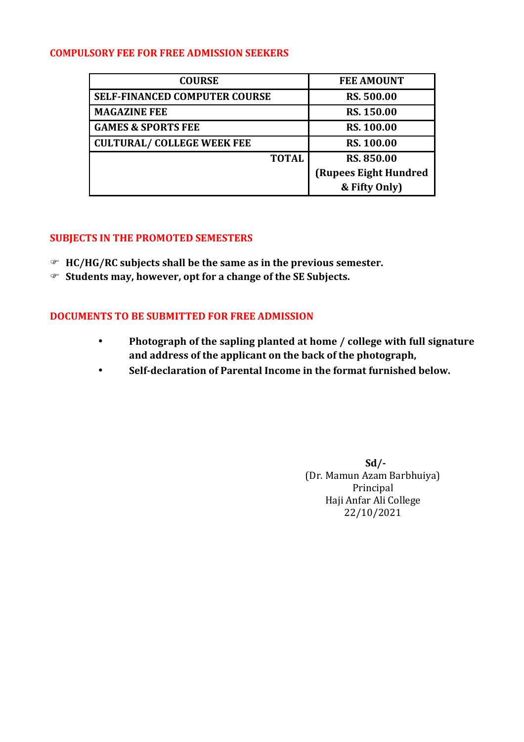## COMPULSORY FEE FOR FREE ADMISSION SEEKERS

| COURSE | FEE AMOUNT |
|---|---|
| **SELF-FINANCED COMPUTER COURSE** | **RS. 500.00** |
| **MAGAZINE FEE** | **RS. 150.00** |
| **GAMES & SPORTS FEE** | **RS. 100.00** |
| **CULTURAL/ COLLEGE WEEK FEE** | **RS. 100.00** |
| **TOTAL** | **RS. 850.00 (Rupees Eight Hundred & Fifty Only)** |

## SUBJECTS IN THE PROMOTED SEMESTERS

- **HC/HG/RC subjects shall be the same as in the previous semester.**
- **Students may, however, opt for a change of the SE Subjects.**

## DOCUMENTS TO BE SUBMITTED FOR FREE ADMISSION

- **Photograph of the sapling planted at home / college with full signature and address of the applicant on the back of the photograph,**
- **Self-declaration of Parental Income in the format furnished below.**

**Sd/-**
(Dr. Mamun Azam Barbhuiya)
Principal
Haji Anfar Ali College
22/10/2021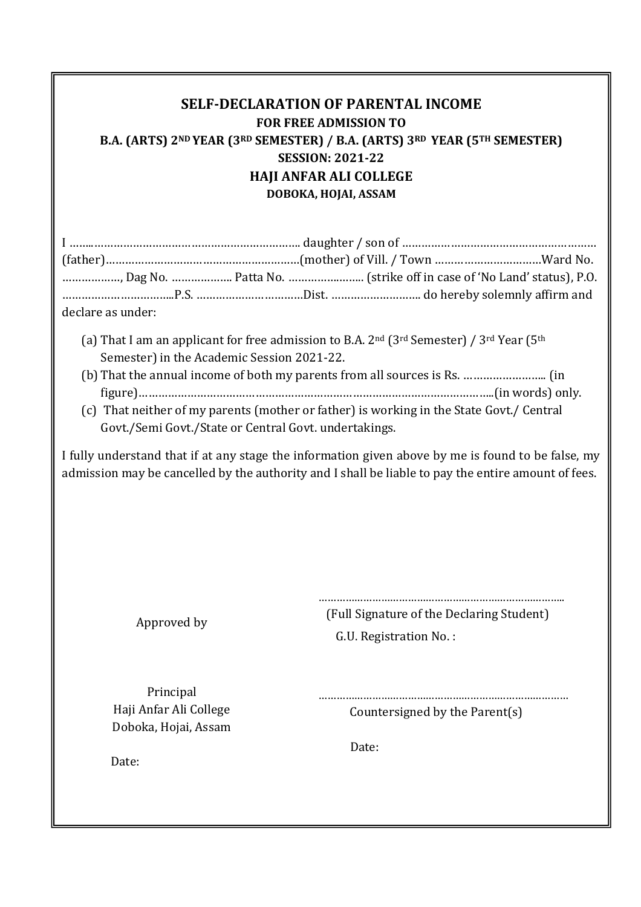# SELF-DECLARATION OF PARENTAL INCOME

**FOR FREE ADMISSION TO**

**B.A. (ARTS) 2ND YEAR (3RD SEMESTER) / B.A. (ARTS) 3RD YEAR (5TH SEMESTER)**

**SESSION: 2021-22**

## HAJI ANFAR ALI COLLEGE

**DOBOKA, HOJAI, ASSAM**

I …….………………………………………………………….. daughter / son of …………………………………………………… (father)……………………………………………………(mother) of Vill. / Town ……………………………Ward No. ………………, Dag No. ……………….. Patta No. ………………….. (strike off in case of 'No Land' status), P.O. ……………………………..P.S. ……………………………Dist. ……………………….. do hereby solemnly affirm and declare as under:

(a) That I am an applicant for free admission to B.A. 2nd (3rd Semester) / 3rd Year (5th Semester) in the Academic Session 2021-22.

(b) That the annual income of both my parents from all sources is Rs. …………………….. (in figure)……………………………………………………………………………………………..(in words) only.

(c) That neither of my parents (mother or father) is working in the State Govt./ Central Govt./Semi Govt./State or Central Govt. undertakings.

I fully understand that if at any stage the information given above by me is found to be false, my admission may be cancelled by the authority and I shall be liable to pay the entire amount of fees.

Approved by

…………………………………………………………………………..
(Full Signature of the Declaring Student)

G.U. Registration No. :

Principal
Haji Anfar Ali College
Doboka, Hojai, Assam

Date:

…………………………………………………………………………
Countersigned by the Parent(s)

Date: